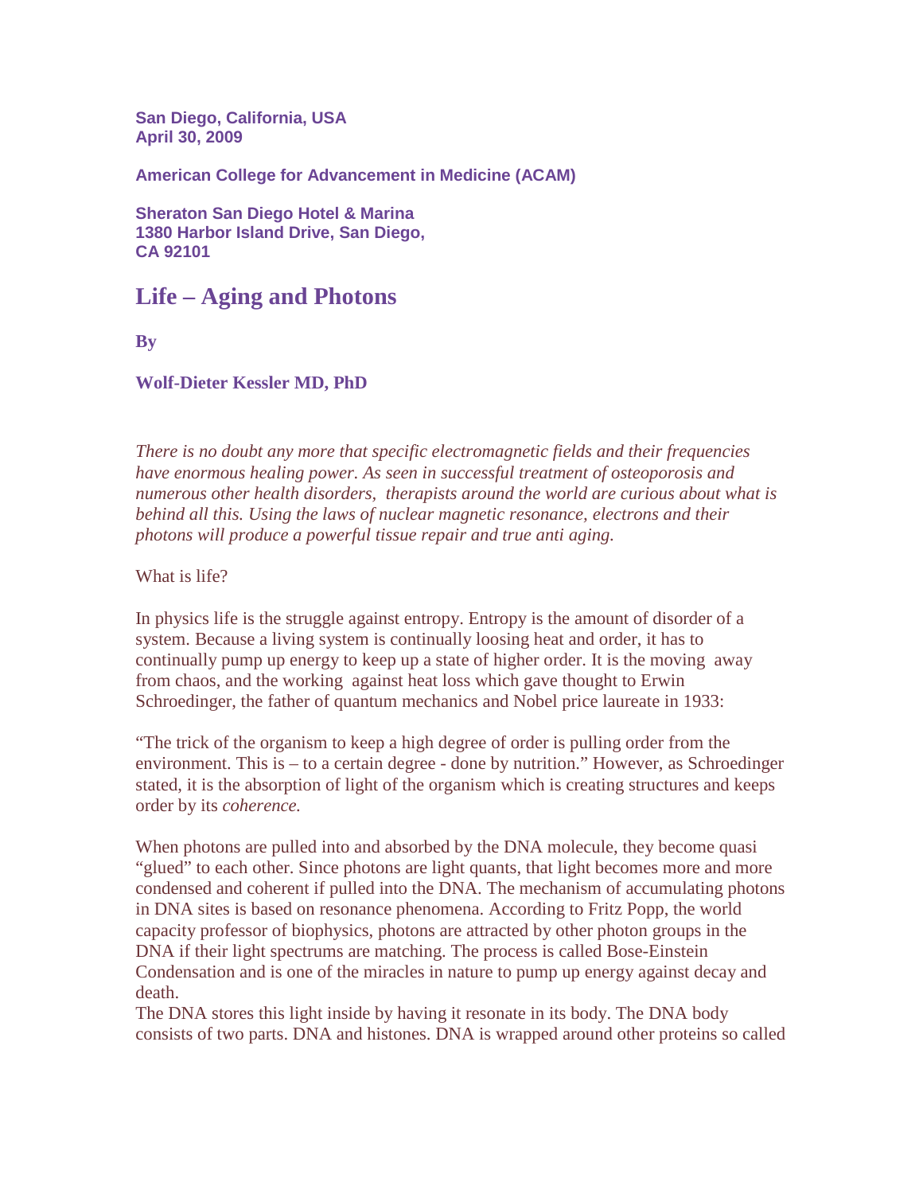**San Diego, California, USA**
**April 30, 2009**

**American College for Advancement in Medicine (ACAM)**

**Sheraton San Diego Hotel & Marina**
**1380 Harbor Island Drive, San Diego,**
**CA 92101**

# Life – Aging and Photons

**By**

**Wolf-Dieter Kessler MD, PhD**

*There is no doubt any more that specific electromagnetic fields and their frequencies have enormous healing power. As seen in successful treatment of osteoporosis and numerous other health disorders, therapists around the world are curious about what is behind all this. Using the laws of nuclear magnetic resonance, electrons and their photons will produce a powerful tissue repair and true anti aging.*

What is life?

In physics life is the struggle against entropy. Entropy is the amount of disorder of a system. Because a living system is continually loosing heat and order, it has to continually pump up energy to keep up a state of higher order. It is the moving away from chaos, and the working against heat loss which gave thought to Erwin Schroedinger, the father of quantum mechanics and Nobel price laureate in 1933:

"The trick of the organism to keep a high degree of order is pulling order from the environment. This is – to a certain degree - done by nutrition." However, as Schroedinger stated, it is the absorption of light of the organism which is creating structures and keeps order by its *coherence.*

When photons are pulled into and absorbed by the DNA molecule, they become quasi "glued" to each other. Since photons are light quants, that light becomes more and more condensed and coherent if pulled into the DNA. The mechanism of accumulating photons in DNA sites is based on resonance phenomena. According to Fritz Popp, the world capacity professor of biophysics, photons are attracted by other photon groups in the DNA if their light spectrums are matching. The process is called Bose-Einstein Condensation and is one of the miracles in nature to pump up energy against decay and death.
The DNA stores this light inside by having it resonate in its body. The DNA body consists of two parts. DNA and histones. DNA is wrapped around other proteins so called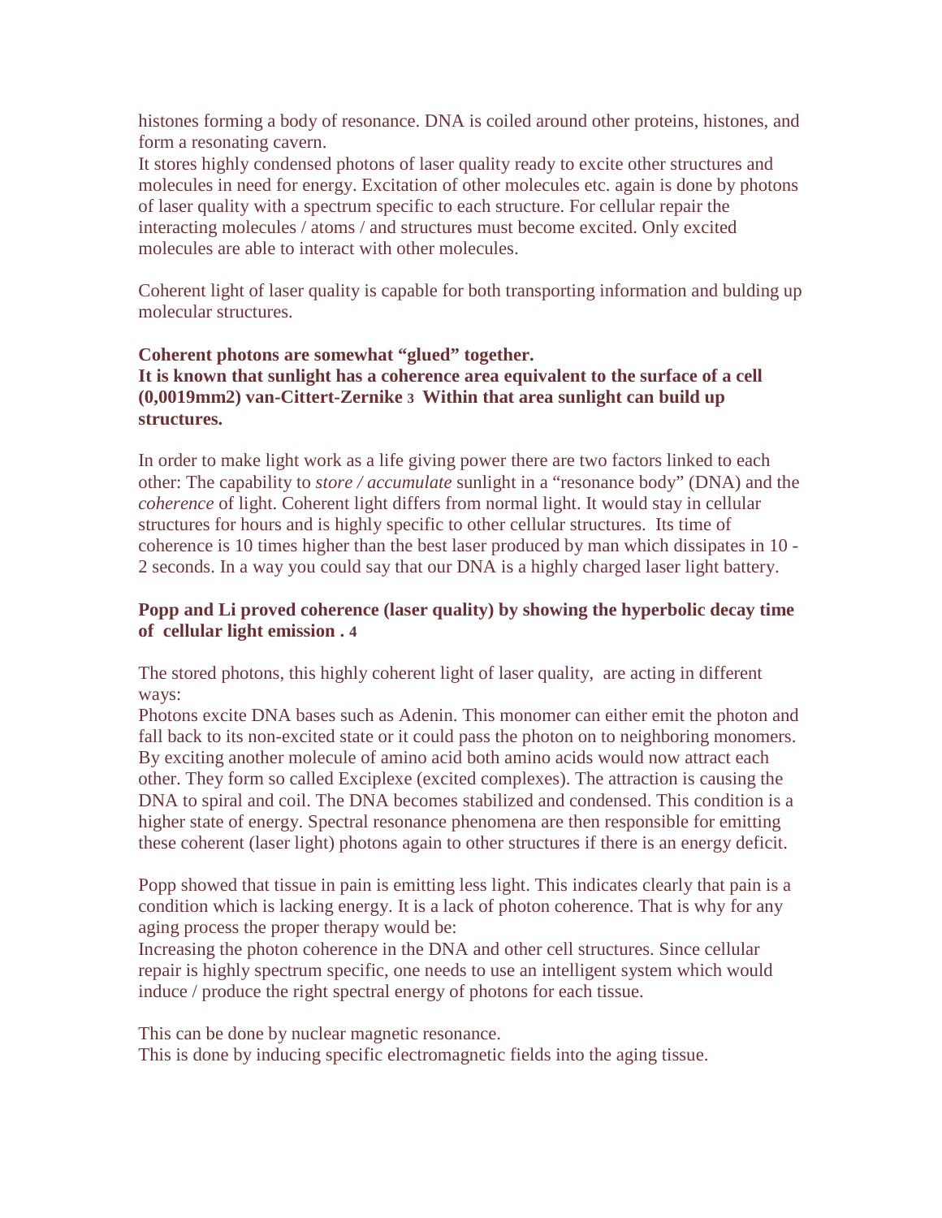histones forming a body of resonance. DNA is coiled around other proteins, histones, and form a resonating cavern.
It stores highly condensed photons of laser quality ready to excite other structures and molecules in need for energy. Excitation of other molecules etc. again is done by photons of laser quality with a spectrum specific to each structure. For cellular repair the interacting molecules / atoms / and structures must become excited. Only excited molecules are able to interact with other molecules.

Coherent light of laser quality is capable for both transporting information and bulding up molecular structures.

**Coherent photons are somewhat "glued" together.**
**It is known that sunlight has a coherence area equivalent to the surface of a cell (0,0019mm2) van-Cittert-Zernike [3] Within that area sunlight can build up structures.**

In order to make light work as a life giving power there are two factors linked to each other: The capability to *store / accumulate* sunlight in a "resonance body" (DNA) and the *coherence* of light. Coherent light differs from normal light. It would stay in cellular structures for hours and is highly specific to other cellular structures. Its time of coherence is 10 times higher than the best laser produced by man which dissipates in 10 - 2 seconds. In a way you could say that our DNA is a highly charged laser light battery.

**Popp and Li proved coherence (laser quality) by showing the hyperbolic decay time of cellular light emission . [4]**

The stored photons, this highly coherent light of laser quality, are acting in different ways:
Photons excite DNA bases such as Adenin. This monomer can either emit the photon and fall back to its non-excited state or it could pass the photon on to neighboring monomers. By exciting another molecule of amino acid both amino acids would now attract each other. They form so called Exciplexe (excited complexes). The attraction is causing the DNA to spiral and coil. The DNA becomes stabilized and condensed. This condition is a higher state of energy. Spectral resonance phenomena are then responsible for emitting these coherent (laser light) photons again to other structures if there is an energy deficit.

Popp showed that tissue in pain is emitting less light. This indicates clearly that pain is a condition which is lacking energy. It is a lack of photon coherence. That is why for any aging process the proper therapy would be:
Increasing the photon coherence in the DNA and other cell structures. Since cellular repair is highly spectrum specific, one needs to use an intelligent system which would induce / produce the right spectral energy of photons for each tissue.

This can be done by nuclear magnetic resonance.
This is done by inducing specific electromagnetic fields into the aging tissue.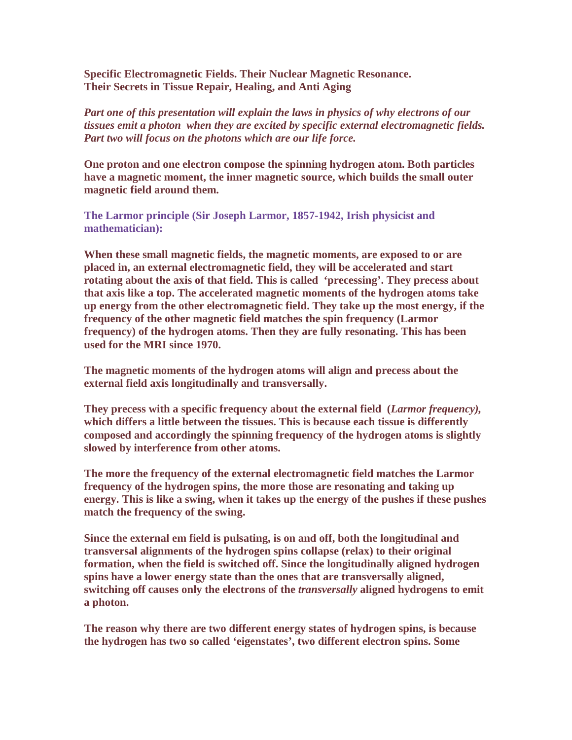**Specific Electromagnetic Fields. Their Nuclear Magnetic Resonance. Their Secrets in Tissue Repair, Healing, and Anti Aging**

***Part one of this presentation will explain the laws in physics of why electrons of our tissues emit a photon when they are excited by specific external electromagnetic fields. Part two will focus on the photons which are our life force.***

**One proton and one electron compose the spinning hydrogen atom. Both particles have a magnetic moment, the inner magnetic source, which builds the small outer magnetic field around them.**

**The Larmor principle (Sir Joseph Larmor, 1857-1942, Irish physicist and mathematician):**

**When these small magnetic fields, the magnetic moments, are exposed to or are placed in, an external electromagnetic field, they will be accelerated and start rotating about the axis of that field. This is called 'precessing'. They precess about that axis like a top. The accelerated magnetic moments of the hydrogen atoms take up energy from the other electromagnetic field. They take up the most energy, if the frequency of the other magnetic field matches the spin frequency (Larmor frequency) of the hydrogen atoms. Then they are fully resonating. This has been used for the MRI since 1970.**

**The magnetic moments of the hydrogen atoms will align and precess about the external field axis longitudinally and transversally.**

**They precess with a specific frequency about the external field (*Larmor frequency)*, which differs a little between the tissues. This is because each tissue is differently composed and accordingly the spinning frequency of the hydrogen atoms is slightly slowed by interference from other atoms.**

**The more the frequency of the external electromagnetic field matches the Larmor frequency of the hydrogen spins, the more those are resonating and taking up energy. This is like a swing, when it takes up the energy of the pushes if these pushes match the frequency of the swing.**

**Since the external em field is pulsating, is on and off, both the longitudinal and transversal alignments of the hydrogen spins collapse (relax) to their original formation, when the field is switched off. Since the longitudinally aligned hydrogen spins have a lower energy state than the ones that are transversally aligned, switching off causes only the electrons of the *transversally* aligned hydrogens to emit a photon.**

**The reason why there are two different energy states of hydrogen spins, is because the hydrogen has two so called 'eigenstates', two different electron spins. Some**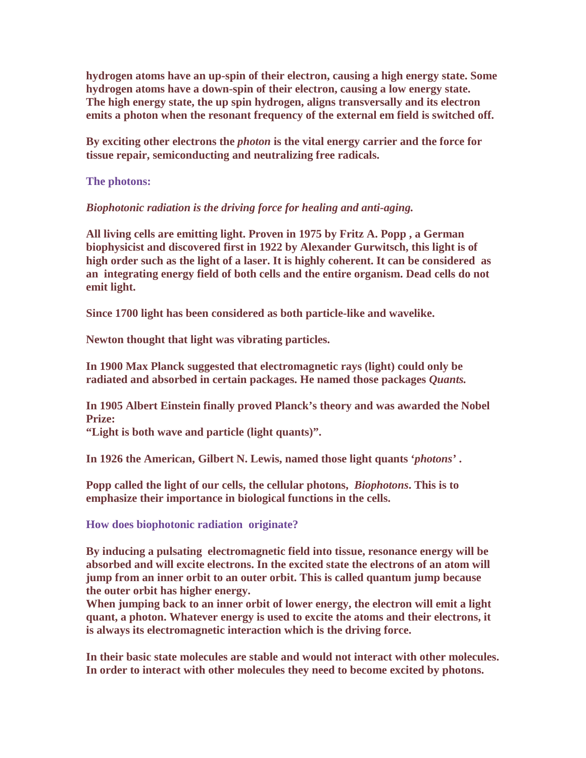**hydrogen atoms have an up-spin of their electron, causing a high energy state. Some hydrogen atoms have a down-spin of their electron, causing a low energy state. The high energy state, the up spin hydrogen, aligns transversally and its electron emits a photon when the resonant frequency of the external em field is switched off.**

**By exciting other electrons the *photon* is the vital energy carrier and the force for tissue repair, semiconducting and neutralizing free radicals.**

**The photons:**

***Biophotonic radiation is the driving force for healing and anti-aging.***

**All living cells are emitting light. Proven in 1975 by Fritz A. Popp , a German biophysicist and discovered first in 1922 by Alexander Gurwitsch, this light is of high order such as the light of a laser. It is highly coherent. It can be considered as an integrating energy field of both cells and the entire organism. Dead cells do not emit light.**

**Since 1700 light has been considered as both particle-like and wavelike.**

**Newton thought that light was vibrating particles.**

**In 1900 Max Planck suggested that electromagnetic rays (light) could only be radiated and absorbed in certain packages. He named those packages *Quants.***

**In 1905 Albert Einstein finally proved Planck's theory and was awarded the Nobel Prize:**
**"Light is both wave and particle (light quants)".**

**In 1926 the American, Gilbert N. Lewis, named those light quants '*photons*' .**

**Popp called the light of our cells, the cellular photons, *Biophotons*. This is to emphasize their importance in biological functions in the cells.**

**How does biophotonic radiation originate?**

**By inducing a pulsating electromagnetic field into tissue, resonance energy will be absorbed and will excite electrons. In the excited state the electrons of an atom will jump from an inner orbit to an outer orbit. This is called quantum jump because the outer orbit has higher energy.**
**When jumping back to an inner orbit of lower energy, the electron will emit a light quant, a photon. Whatever energy is used to excite the atoms and their electrons, it is always its electromagnetic interaction which is the driving force.**

**In their basic state molecules are stable and would not interact with other molecules. In order to interact with other molecules they need to become excited by photons.**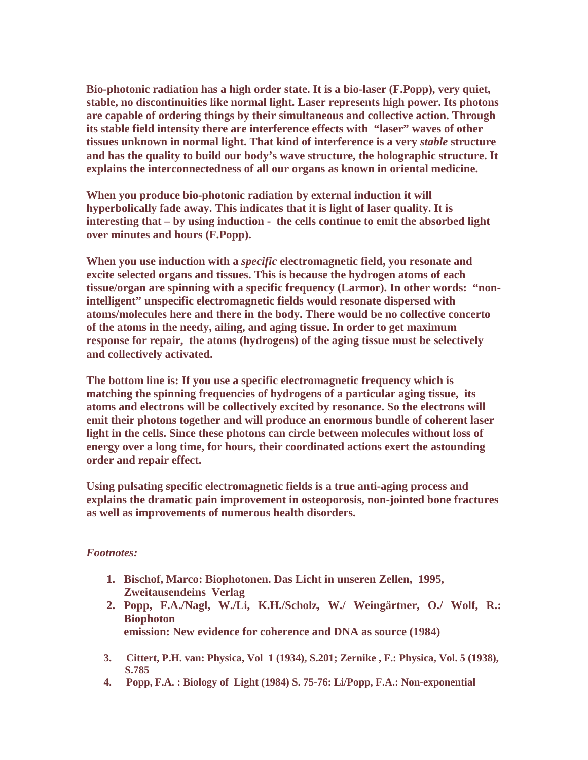**Bio-photonic radiation has a high order state. It is a bio-laser (F.Popp), very quiet, stable, no discontinuities like normal light. Laser represents high power. Its photons are capable of ordering things by their simultaneous and collective action. Through its stable field intensity there are interference effects with "laser" waves of other tissues unknown in normal light. That kind of interference is a very *stable* structure and has the quality to build our body's wave structure, the holographic structure. It explains the interconnectedness of all our organs as known in oriental medicine.**

**When you produce bio-photonic radiation by external induction it will hyperbolically fade away. This indicates that it is light of laser quality. It is interesting that – by using induction - the cells continue to emit the absorbed light over minutes and hours (F.Popp).**

**When you use induction with a *specific* electromagnetic field, you resonate and excite selected organs and tissues. This is because the hydrogen atoms of each tissue/organ are spinning with a specific frequency (Larmor). In other words: "non-intelligent" unspecific electromagnetic fields would resonate dispersed with atoms/molecules here and there in the body. There would be no collective concerto of the atoms in the needy, ailing, and aging tissue. In order to get maximum response for repair, the atoms (hydrogens) of the aging tissue must be selectively and collectively activated.**

**The bottom line is: If you use a specific electromagnetic frequency which is matching the spinning frequencies of hydrogens of a particular aging tissue, its atoms and electrons will be collectively excited by resonance. So the electrons will emit their photons together and will produce an enormous bundle of coherent laser light in the cells. Since these photons can circle between molecules without loss of energy over a long time, for hours, their coordinated actions exert the astounding order and repair effect.**

**Using pulsating specific electromagnetic fields is a true anti-aging process and explains the dramatic pain improvement in osteoporosis, non-jointed bone fractures as well as improvements of numerous health disorders.**

*Footnotes:*

1. **Bischof, Marco: Biophotonen. Das Licht in unseren Zellen, 1995, Zweitausendeins Verlag**
2. **Popp, F.A./Nagl, W./Li, K.H./Scholz, W./ Weingärtner, O./ Wolf, R.: Biophoton emission: New evidence for coherence and DNA as source (1984)**
3. **Cittert, P.H. van: Physica, Vol 1 (1934), S.201; Zernike , F.: Physica, Vol. 5 (1938), S.785**
4. **Popp, F.A. : Biology of Light (1984) S. 75-76: Li/Popp, F.A.: Non-exponential**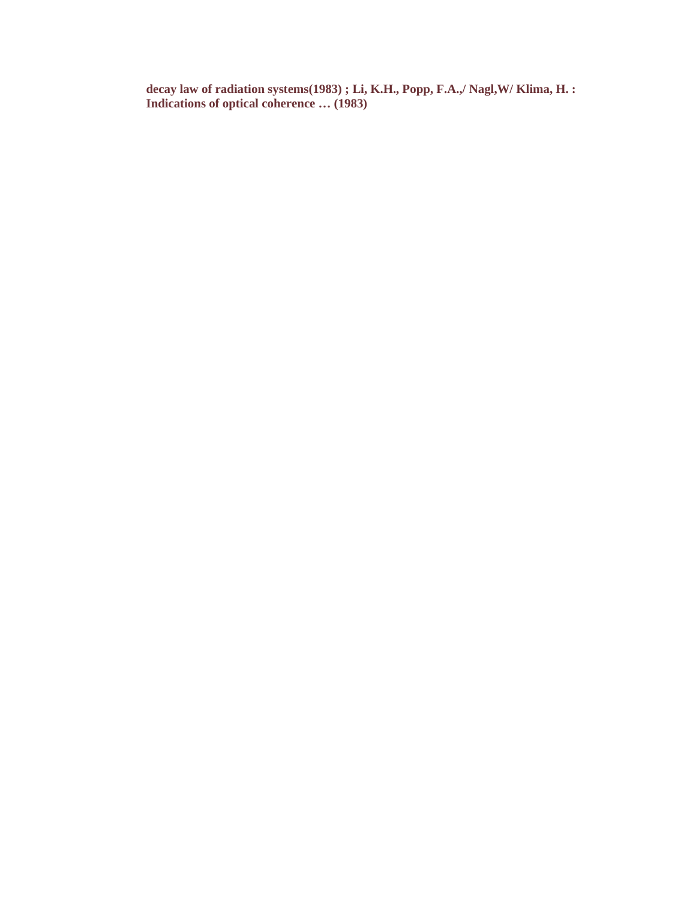**decay law of radiation systems(1983) ; Li, K.H., Popp, F.A.,/ Nagl,W/ Klima, H. : Indications of optical coherence … (1983)**